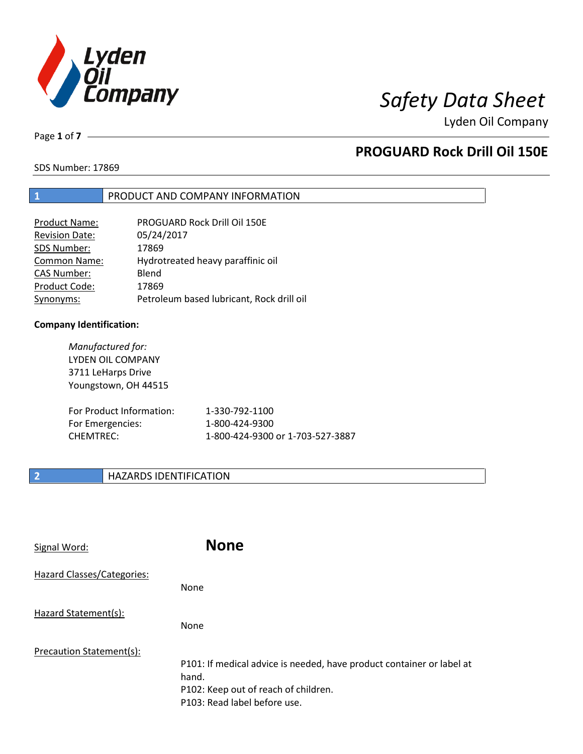# Safety Data Sheet

Lyden Oil Company

## PROGUARD Rock Drill Oil 150E

SDS Number: 17869

## 1 PRODUCT AND COMPANY INFORMATION

| | |
|---|---|
| Product Name: | PROGUARD Rock Drill Oil 150E |
| Revision Date: | 05/24/2017 |
| SDS Number: | 17869 |
| Common Name: | Hydrotreated heavy paraffinic oil |
| CAS Number: | Blend |
| Product Code: | 17869 |
| Synonyms: | Petroleum based lubricant, Rock drill oil |

**Company Identification:**

*Manufactured for:*
LYDEN OIL COMPANY
3711 LeHarps Drive
Youngstown, OH 44515

| | |
|---|---|
| For Product Information: | 1-330-792-1100 |
| For Emergencies: | 1-800-424-9300 |
| CHEMTREC: | 1-800-424-9300 or 1-703-527-3887 |

## 2 HAZARDS IDENTIFICATION

Signal Word: **None**

Hazard Classes/Categories:

None

Hazard Statement(s):

None

Precaution Statement(s):

P101: If medical advice is needed, have product container or label at hand.
P102: Keep out of reach of children.
P103: Read label before use.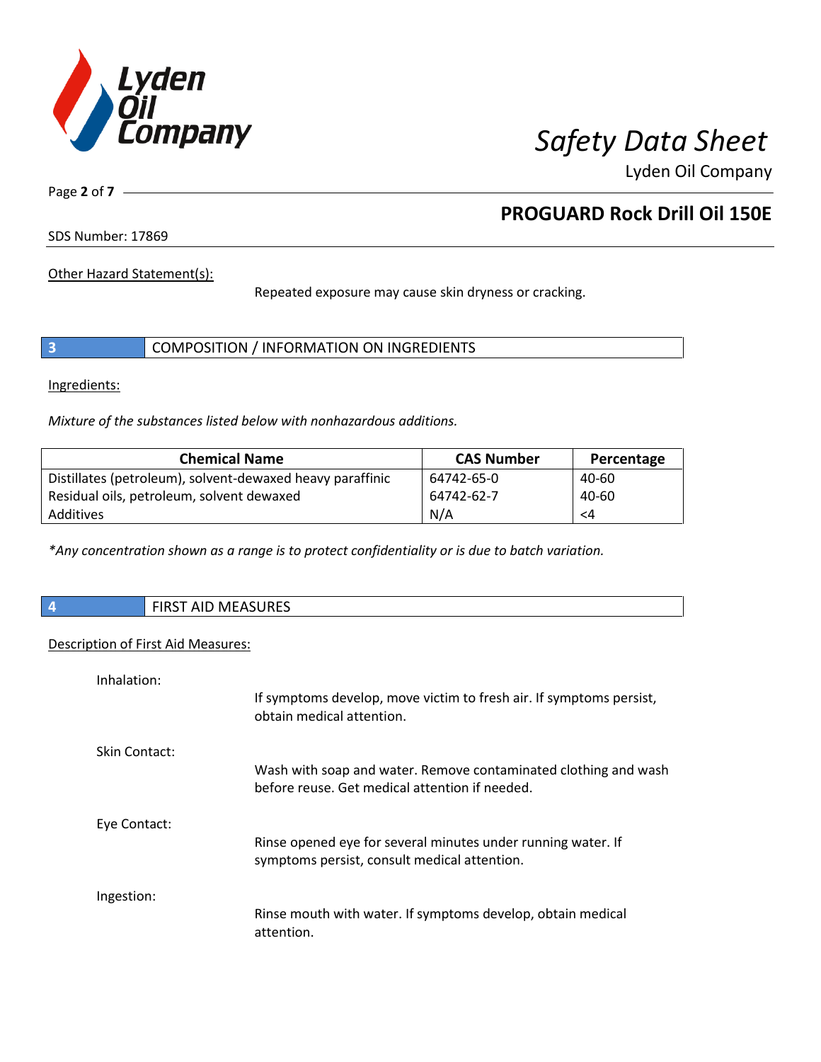Other Hazard Statement(s):

Repeated exposure may cause skin dryness or cracking.

## 3 COMPOSITION / INFORMATION ON INGREDIENTS

Ingredients:

*Mixture of the substances listed below with nonhazardous additions.*

| Chemical Name | CAS Number | Percentage |
|---|---|---|
| Distillates (petroleum), solvent-dewaxed heavy paraffinic | 64742-65-0 | 40-60 |
| Residual oils, petroleum, solvent dewaxed | 64742-62-7 | 40-60 |
| Additives | N/A | <4 |

*\*Any concentration shown as a range is to protect confidentiality or is due to batch variation.*

## 4 FIRST AID MEASURES

Description of First Aid Measures:

Inhalation:

If symptoms develop, move victim to fresh air. If symptoms persist, obtain medical attention.

Skin Contact:

Wash with soap and water. Remove contaminated clothing and wash before reuse. Get medical attention if needed.

Eye Contact:

Rinse opened eye for several minutes under running water. If symptoms persist, consult medical attention.

Ingestion:

Rinse mouth with water. If symptoms develop, obtain medical attention.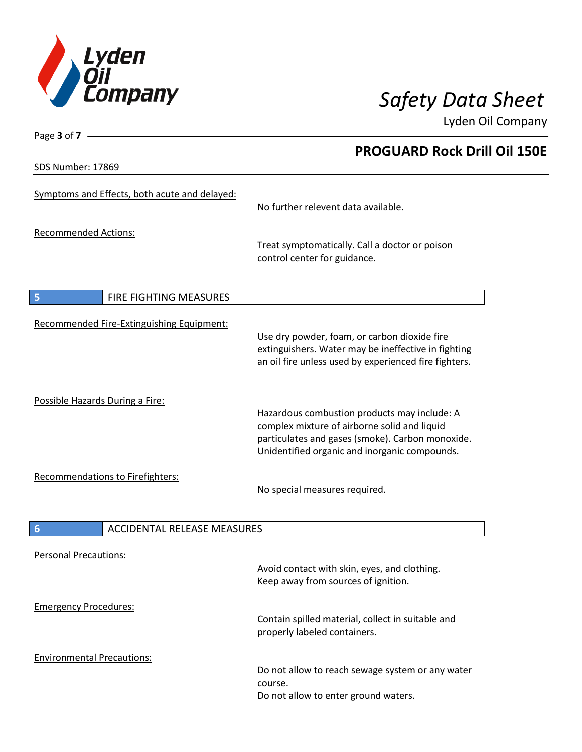Symptoms and Effects, both acute and delayed:

No further relevent data available.

Recommended Actions:

Treat symptomatically. Call a doctor or poison control center for guidance.

## 5 FIRE FIGHTING MEASURES

Recommended Fire-Extinguishing Equipment:

Use dry powder, foam, or carbon dioxide fire extinguishers. Water may be ineffective in fighting an oil fire unless used by experienced fire fighters.

Possible Hazards During a Fire:

Hazardous combustion products may include: A complex mixture of airborne solid and liquid particulates and gases (smoke). Carbon monoxide. Unidentified organic and inorganic compounds.

Recommendations to Firefighters:

No special measures required.

## 6 ACCIDENTAL RELEASE MEASURES

Personal Precautions:

Avoid contact with skin, eyes, and clothing.
Keep away from sources of ignition.

Emergency Procedures:

Contain spilled material, collect in suitable and properly labeled containers.

Environmental Precautions:

Do not allow to reach sewage system or any water course.
Do not allow to enter ground waters.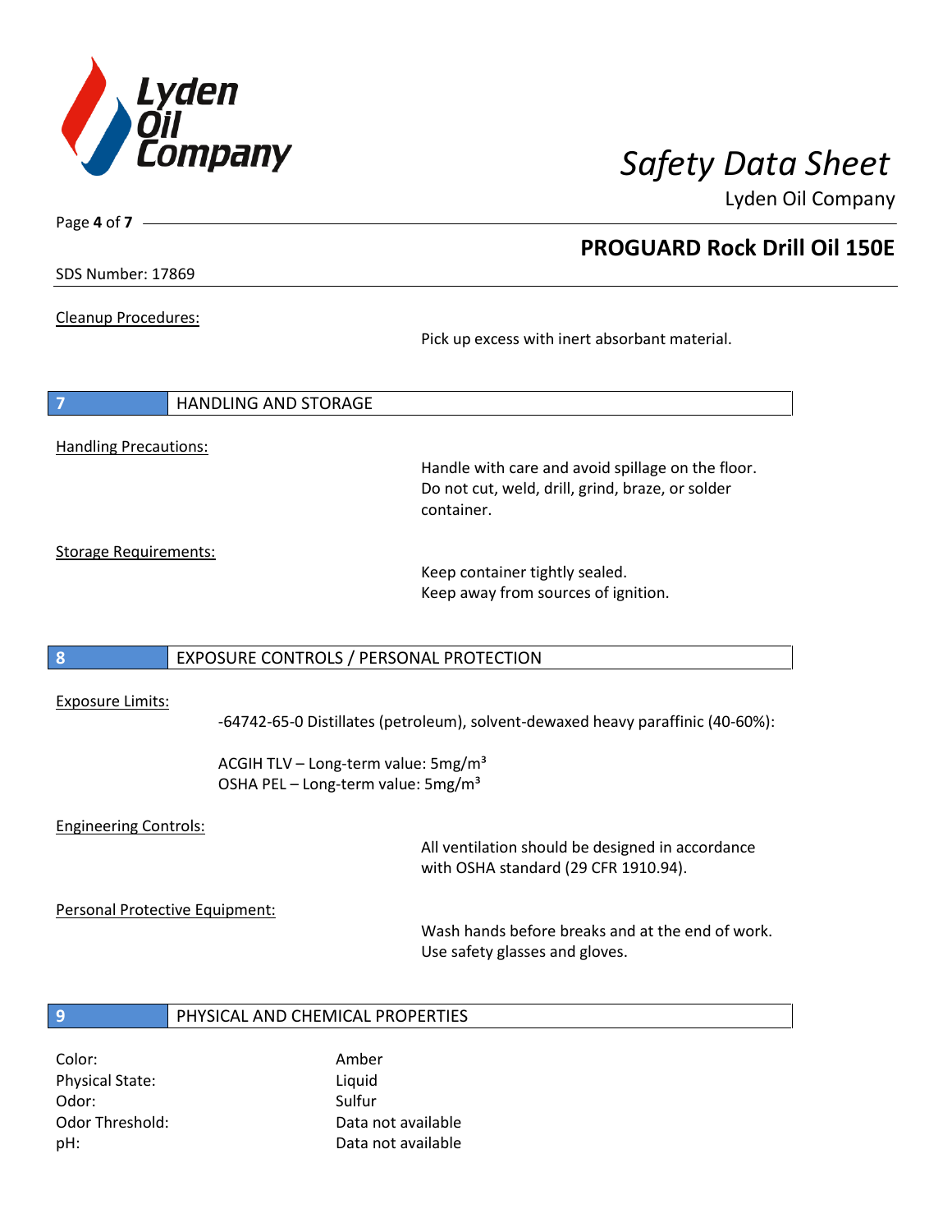Cleanup Procedures:

Pick up excess with inert absorbant material.

## 7 HANDLING AND STORAGE

Handling Precautions:

Handle with care and avoid spillage on the floor.
Do not cut, weld, drill, grind, braze, or solder container.

Storage Requirements:

Keep container tightly sealed.
Keep away from sources of ignition.

## 8 EXPOSURE CONTROLS / PERSONAL PROTECTION

Exposure Limits:

-64742-65-0 Distillates (petroleum), solvent-dewaxed heavy paraffinic (40-60%):

ACGIH TLV – Long-term value: 5mg/m³
OSHA PEL – Long-term value: 5mg/m³

Engineering Controls:

All ventilation should be designed in accordance with OSHA standard (29 CFR 1910.94).

Personal Protective Equipment:

Wash hands before breaks and at the end of work.
Use safety glasses and gloves.

## 9 PHYSICAL AND CHEMICAL PROPERTIES

| | |
|---|---|
| Color: | Amber |
| Physical State: | Liquid |
| Odor: | Sulfur |
| Odor Threshold: | Data not available |
| pH: | Data not available |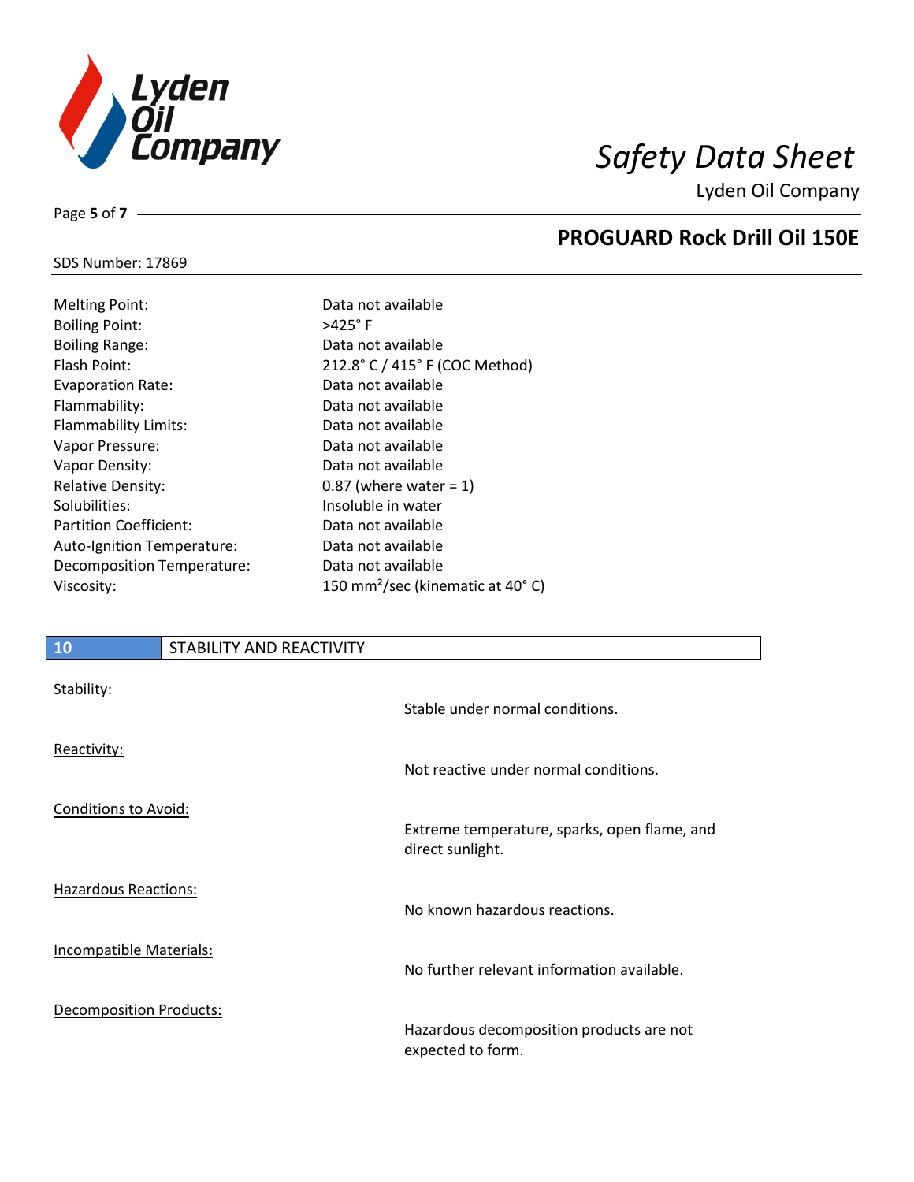| | |
|---|---|
| Melting Point: | Data not available |
| Boiling Point: | >425° F |
| Boiling Range: | Data not available |
| Flash Point: | 212.8° C / 415° F (COC Method) |
| Evaporation Rate: | Data not available |
| Flammability: | Data not available |
| Flammability Limits: | Data not available |
| Vapor Pressure: | Data not available |
| Vapor Density: | Data not available |
| Relative Density: | 0.87 (where water = 1) |
| Solubilities: | Insoluble in water |
| Partition Coefficient: | Data not available |
| Auto-Ignition Temperature: | Data not available |
| Decomposition Temperature: | Data not available |
| Viscosity: | 150 $mm^2$/sec (kinematic at 40° C) |

## 10 STABILITY AND REACTIVITY

Stability:

Stable under normal conditions.

Reactivity:

Not reactive under normal conditions.

Conditions to Avoid:

Extreme temperature, sparks, open flame, and direct sunlight.

Hazardous Reactions:

No known hazardous reactions.

Incompatible Materials:

No further relevant information available.

Decomposition Products:

Hazardous decomposition products are not expected to form.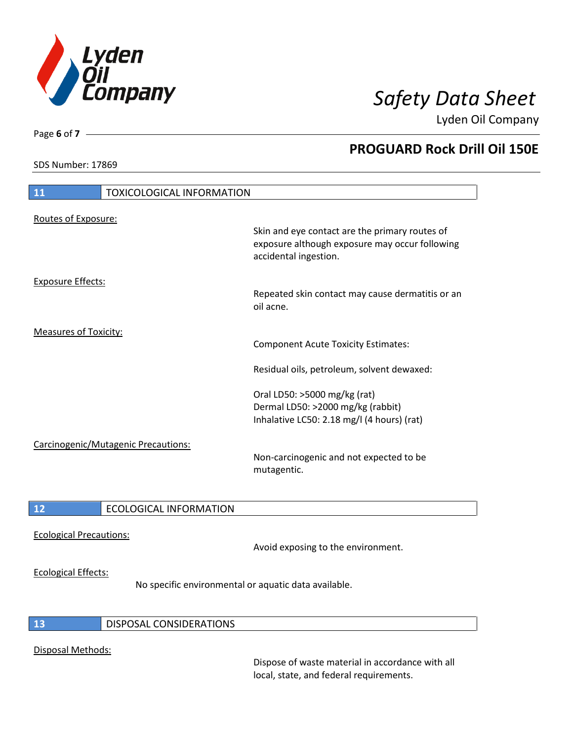## 11 TOXICOLOGICAL INFORMATION

Routes of Exposure:

Skin and eye contact are the primary routes of exposure although exposure may occur following accidental ingestion.

Exposure Effects:

Repeated skin contact may cause dermatitis or an oil acne.

Measures of Toxicity:

Component Acute Toxicity Estimates:

Residual oils, petroleum, solvent dewaxed:

Oral LD50: >5000 mg/kg (rat)
Dermal LD50: >2000 mg/kg (rabbit)
Inhalative LC50: 2.18 mg/l (4 hours) (rat)

Carcinogenic/Mutagenic Precautions:

Non-carcinogenic and not expected to be mutagentic.

## 12 ECOLOGICAL INFORMATION

Ecological Precautions:

Avoid exposing to the environment.

Ecological Effects:

No specific environmental or aquatic data available.

## 13 DISPOSAL CONSIDERATIONS

Disposal Methods:

Dispose of waste material in accordance with all local, state, and federal requirements.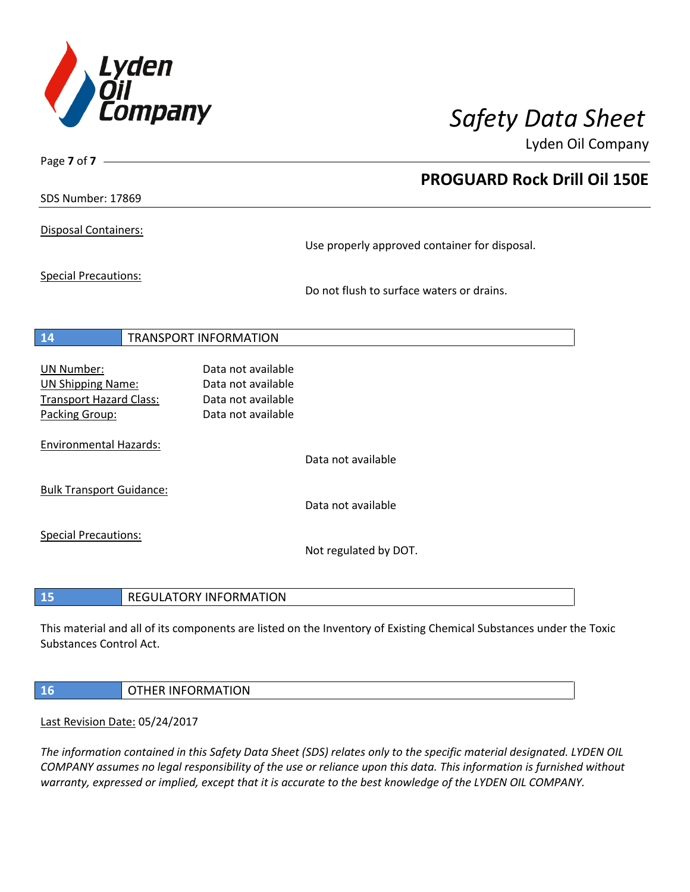Disposal Containers:

Use properly approved container for disposal.

Special Precautions:

Do not flush to surface waters or drains.

## 14 TRANSPORT INFORMATION

| | |
|---|---|
| UN Number: | Data not available |
| UN Shipping Name: | Data not available |
| Transport Hazard Class: | Data not available |
| Packing Group: | Data not available |

Environmental Hazards:

Data not available

Bulk Transport Guidance:

Data not available

Special Precautions:

Not regulated by DOT.

## 15 REGULATORY INFORMATION

This material and all of its components are listed on the Inventory of Existing Chemical Substances under the Toxic Substances Control Act.

## 16 OTHER INFORMATION

Last Revision Date: 05/24/2017

*The information contained in this Safety Data Sheet (SDS) relates only to the specific material designated. LYDEN OIL COMPANY assumes no legal responsibility of the use or reliance upon this data. This information is furnished without warranty, expressed or implied, except that it is accurate to the best knowledge of the LYDEN OIL COMPANY.*